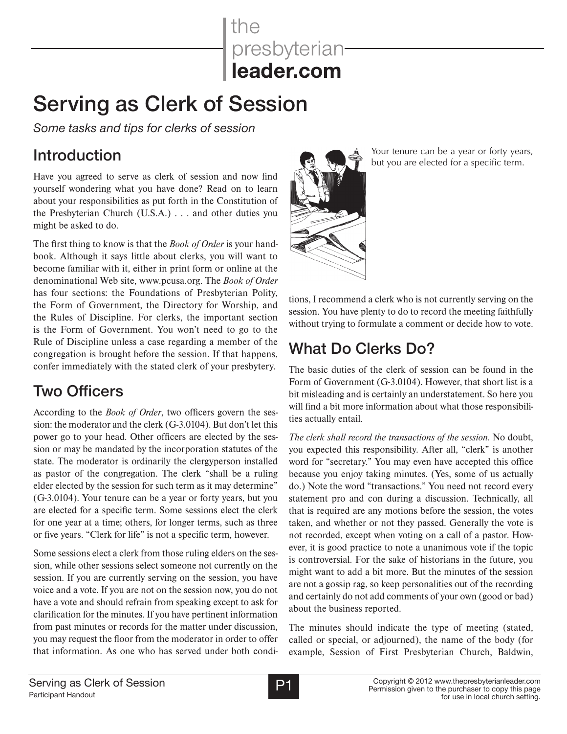# Serving as Clerk of Session

*Some tasks and tips for clerks of session*

## Introduction

Have you agreed to serve as clerk of session and now find yourself wondering what you have done? Read on to learn about your responsibilities as put forth in the Constitution of the Presbyterian Church (U.S.A.) . . . and other duties you might be asked to do.

The first thing to know is that the *Book of Order* is your handbook. Although it says little about clerks, you will want to become familiar with it, either in print form or online at the denominational Web site, www.pcusa.org. The *Book of Order* has four sections: the Foundations of Presbyterian Polity, the Form of Government, the Directory for Worship, and the Rules of Discipline. For clerks, the important section is the Form of Government. You won't need to go to the Rule of Discipline unless a case regarding a member of the congregation is brought before the session. If that happens, confer immediately with the stated clerk of your presbytery.

## Two Officers

According to the *Book of Order*, two officers govern the session: the moderator and the clerk (G-3.0104). But don't let this power go to your head. Other officers are elected by the session or may be mandated by the incorporation statutes of the state. The moderator is ordinarily the clergyperson installed as pastor of the congregation. The clerk "shall be a ruling elder elected by the session for such term as it may determine" (G-3.0104). Your tenure can be a year or forty years, but you are elected for a specific term. Some sessions elect the clerk for one year at a time; others, for longer terms, such as three or five years. "Clerk for life" is not a specific term, however.

Some sessions elect a clerk from those ruling elders on the session, while other sessions select someone not currently on the session. If you are currently serving on the session, you have voice and a vote. If you are not on the session now, you do not have a vote and should refrain from speaking except to ask for clarification for the minutes. If you have pertinent information from past minutes or records for the matter under discussion, you may request the floor from the moderator in order to offer that information. As one who has served under both conditions, I recommend a clerk who is not currently serving on the session. You have plenty to do to record the meeting faithfully without trying to formulate a comment or decide how to vote.

Your tenure can be a year or forty years, but you are elected for a specific term.

## What Do Clerks Do?

The basic duties of the clerk of session can be found in the Form of Government (G-3.0104). However, that short list is a bit misleading and is certainly an understatement. So here you will find a bit more information about what those responsibilities actually entail.

*The clerk shall record the transactions of the session.* No doubt, you expected this responsibility. After all, "clerk" is another word for "secretary." You may even have accepted this office because you enjoy taking minutes. (Yes, some of us actually do.) Note the word "transactions." You need not record every statement pro and con during a discussion. Technically, all that is required are any motions before the session, the votes taken, and whether or not they passed. Generally the vote is not recorded, except when voting on a call of a pastor. However, it is good practice to note a unanimous vote if the topic is controversial. For the sake of historians in the future, you might want to add a bit more. But the minutes of the session are not a gossip rag, so keep personalities out of the recording and certainly do not add comments of your own (good or bad) about the business reported.

The minutes should indicate the type of meeting (stated, called or special, or adjourned), the name of the body (for example, Session of First Presbyterian Church, Baldwin,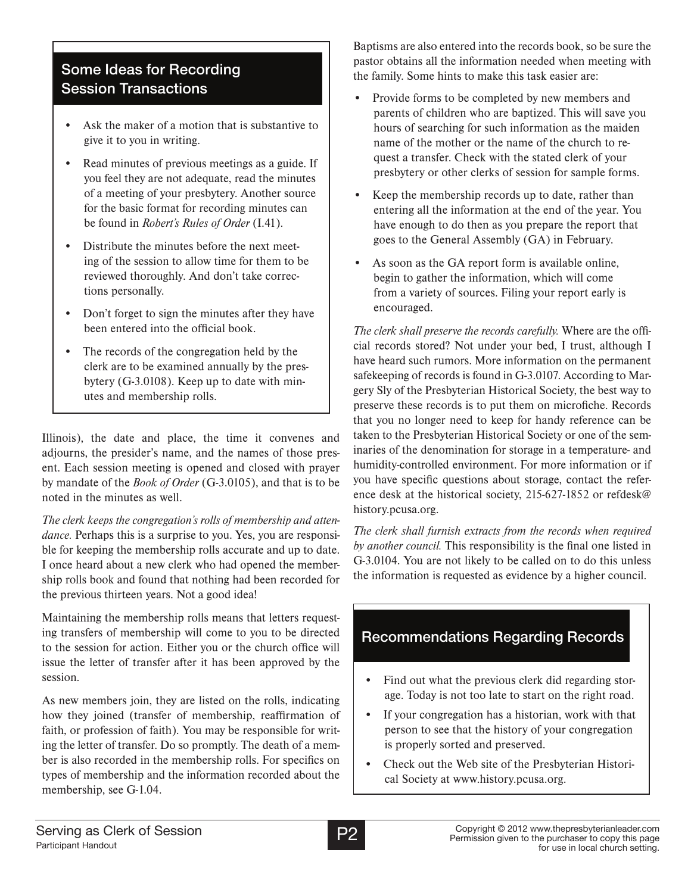## Some Ideas for Recording Session Transactions

- Ask the maker of a motion that is substantive to give it to you in writing.
- Read minutes of previous meetings as a guide. If you feel they are not adequate, read the minutes of a meeting of your presbytery. Another source for the basic format for recording minutes can be found in *Robert's Rules of Order* (I.41).
- Distribute the minutes before the next meeting of the session to allow time for them to be reviewed thoroughly. And don't take corrections personally.
- Don't forget to sign the minutes after they have been entered into the official book.
- The records of the congregation held by the clerk are to be examined annually by the presbytery (G-3.0108). Keep up to date with minutes and membership rolls.

Illinois), the date and place, the time it convenes and adjourns, the presider's name, and the names of those present. Each session meeting is opened and closed with prayer by mandate of the *Book of Order* (G-3.0105), and that is to be noted in the minutes as well.

*The clerk keeps the congregation's rolls of membership and attendance.* Perhaps this is a surprise to you. Yes, you are responsible for keeping the membership rolls accurate and up to date. I once heard about a new clerk who had opened the membership rolls book and found that nothing had been recorded for the previous thirteen years. Not a good idea!

Maintaining the membership rolls means that letters requesting transfers of membership will come to you to be directed to the session for action. Either you or the church office will issue the letter of transfer after it has been approved by the session.

As new members join, they are listed on the rolls, indicating how they joined (transfer of membership, reaffirmation of faith, or profession of faith). You may be responsible for writing the letter of transfer. Do so promptly. The death of a member is also recorded in the membership rolls. For specifics on types of membership and the information recorded about the membership, see G-1.04.

Baptisms are also entered into the records book, so be sure the pastor obtains all the information needed when meeting with the family. Some hints to make this task easier are:

- Provide forms to be completed by new members and parents of children who are baptized. This will save you hours of searching for such information as the maiden name of the mother or the name of the church to request a transfer. Check with the stated clerk of your presbytery or other clerks of session for sample forms.
- Keep the membership records up to date, rather than entering all the information at the end of the year. You have enough to do then as you prepare the report that goes to the General Assembly (GA) in February.
- As soon as the GA report form is available online, begin to gather the information, which will come from a variety of sources. Filing your report early is encouraged.

*The clerk shall preserve the records carefully.* Where are the official records stored? Not under your bed, I trust, although I have heard such rumors. More information on the permanent safekeeping of records is found in G-3.0107. According to Margery Sly of the Presbyterian Historical Society, the best way to preserve these records is to put them on microfiche. Records that you no longer need to keep for handy reference can be taken to the Presbyterian Historical Society or one of the seminaries of the denomination for storage in a temperature- and humidity-controlled environment. For more information or if you have specific questions about storage, contact the reference desk at the historical society, 215-627-1852 or refdesk@history.pcusa.org.

*The clerk shall furnish extracts from the records when required by another council.* This responsibility is the final one listed in G-3.0104. You are not likely to be called on to do this unless the information is requested as evidence by a higher council.

## Recommendations Regarding Records

- Find out what the previous clerk did regarding storage. Today is not too late to start on the right road.
- If your congregation has a historian, work with that person to see that the history of your congregation is properly sorted and preserved.
- Check out the Web site of the Presbyterian Historical Society at www.history.pcusa.org.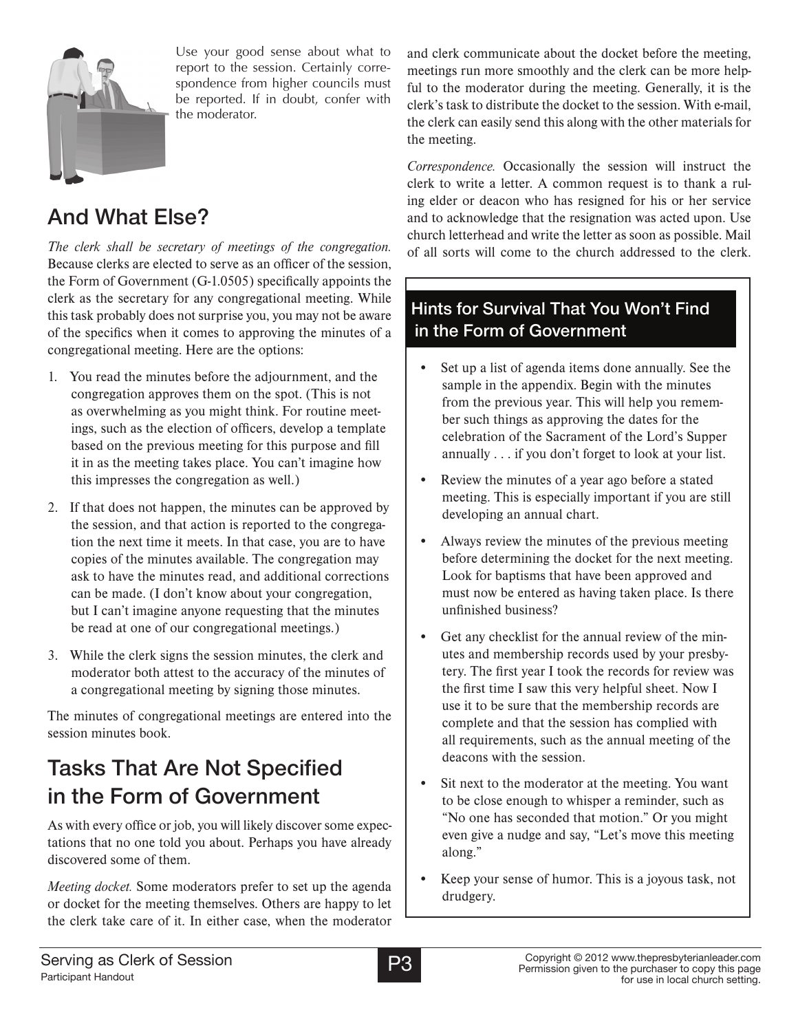Use your good sense about what to report to the session. Certainly correspondence from higher councils must be reported. If in doubt, confer with the moderator.

## And What Else?

*The clerk shall be secretary of meetings of the congregation.* Because clerks are elected to serve as an officer of the session, the Form of Government (G-1.0505) specifically appoints the clerk as the secretary for any congregational meeting. While this task probably does not surprise you, you may not be aware of the specifics when it comes to approving the minutes of a congregational meeting. Here are the options:

1. You read the minutes before the adjournment, and the congregation approves them on the spot. (This is not as overwhelming as you might think. For routine meetings, such as the election of officers, develop a template based on the previous meeting for this purpose and fill it in as the meeting takes place. You can't imagine how this impresses the congregation as well.)
2. If that does not happen, the minutes can be approved by the session, and that action is reported to the congregation the next time it meets. In that case, you are to have copies of the minutes available. The congregation may ask to have the minutes read, and additional corrections can be made. (I don't know about your congregation, but I can't imagine anyone requesting that the minutes be read at one of our congregational meetings.)
3. While the clerk signs the session minutes, the clerk and moderator both attest to the accuracy of the minutes of a congregational meeting by signing those minutes.

The minutes of congregational meetings are entered into the session minutes book.

## Tasks That Are Not Specified in the Form of Government

As with every office or job, you will likely discover some expectations that no one told you about. Perhaps you have already discovered some of them.

*Meeting docket.* Some moderators prefer to set up the agenda or docket for the meeting themselves. Others are happy to let the clerk take care of it. In either case, when the moderator and clerk communicate about the docket before the meeting, meetings run more smoothly and the clerk can be more helpful to the moderator during the meeting. Generally, it is the clerk's task to distribute the docket to the session. With e-mail, the clerk can easily send this along with the other materials for the meeting.

*Correspondence.* Occasionally the session will instruct the clerk to write a letter. A common request is to thank a ruling elder or deacon who has resigned for his or her service and to acknowledge that the resignation was acted upon. Use church letterhead and write the letter as soon as possible. Mail of all sorts will come to the church addressed to the clerk.

### Hints for Survival That You Won't Find in the Form of Government

- Set up a list of agenda items done annually. See the sample in the appendix. Begin with the minutes from the previous year. This will help you remember such things as approving the dates for the celebration of the Sacrament of the Lord's Supper annually . . . if you don't forget to look at your list.
- Review the minutes of a year ago before a stated meeting. This is especially important if you are still developing an annual chart.
- Always review the minutes of the previous meeting before determining the docket for the next meeting. Look for baptisms that have been approved and must now be entered as having taken place. Is there unfinished business?
- Get any checklist for the annual review of the minutes and membership records used by your presbytery. The first year I took the records for review was the first time I saw this very helpful sheet. Now I use it to be sure that the membership records are complete and that the session has complied with all requirements, such as the annual meeting of the deacons with the session.
- Sit next to the moderator at the meeting. You want to be close enough to whisper a reminder, such as "No one has seconded that motion." Or you might even give a nudge and say, "Let's move this meeting along."
- Keep your sense of humor. This is a joyous task, not drudgery.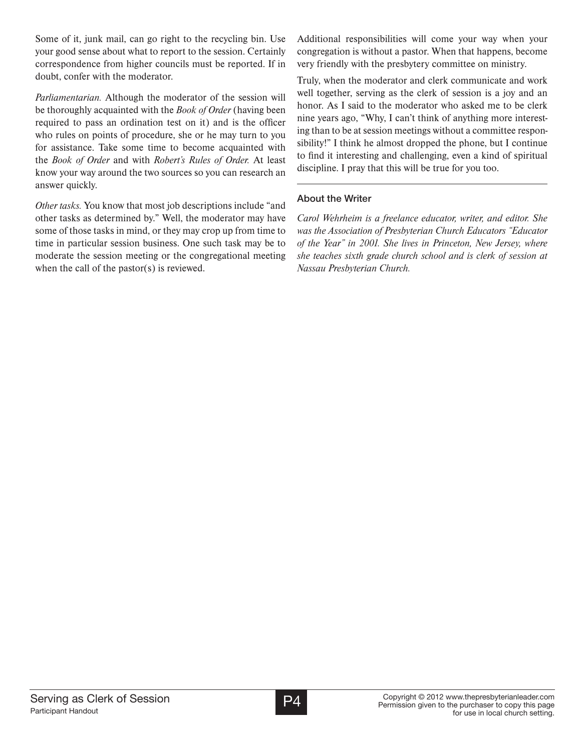Some of it, junk mail, can go right to the recycling bin. Use your good sense about what to report to the session. Certainly correspondence from higher councils must be reported. If in doubt, confer with the moderator.

*Parliamentarian.* Although the moderator of the session will be thoroughly acquainted with the *Book of Order* (having been required to pass an ordination test on it) and is the officer who rules on points of procedure, she or he may turn to you for assistance. Take some time to become acquainted with the *Book of Order* and with *Robert's Rules of Order.* At least know your way around the two sources so you can research an answer quickly.

*Other tasks.* You know that most job descriptions include "and other tasks as determined by." Well, the moderator may have some of those tasks in mind, or they may crop up from time to time in particular session business. One such task may be to moderate the session meeting or the congregational meeting when the call of the pastor(s) is reviewed.

Additional responsibilities will come your way when your congregation is without a pastor. When that happens, become very friendly with the presbytery committee on ministry.

Truly, when the moderator and clerk communicate and work well together, serving as the clerk of session is a joy and an honor. As I said to the moderator who asked me to be clerk nine years ago, "Why, I can't think of anything more interesting than to be at session meetings without a committee responsibility!" I think he almost dropped the phone, but I continue to find it interesting and challenging, even a kind of spiritual discipline. I pray that this will be true for you too.

---

### About the Writer

*Carol Wehrheim is a freelance educator, writer, and editor. She was the Association of Presbyterian Church Educators "Educator of the Year" in 2001. She lives in Princeton, New Jersey, where she teaches sixth grade church school and is clerk of session at Nassau Presbyterian Church.*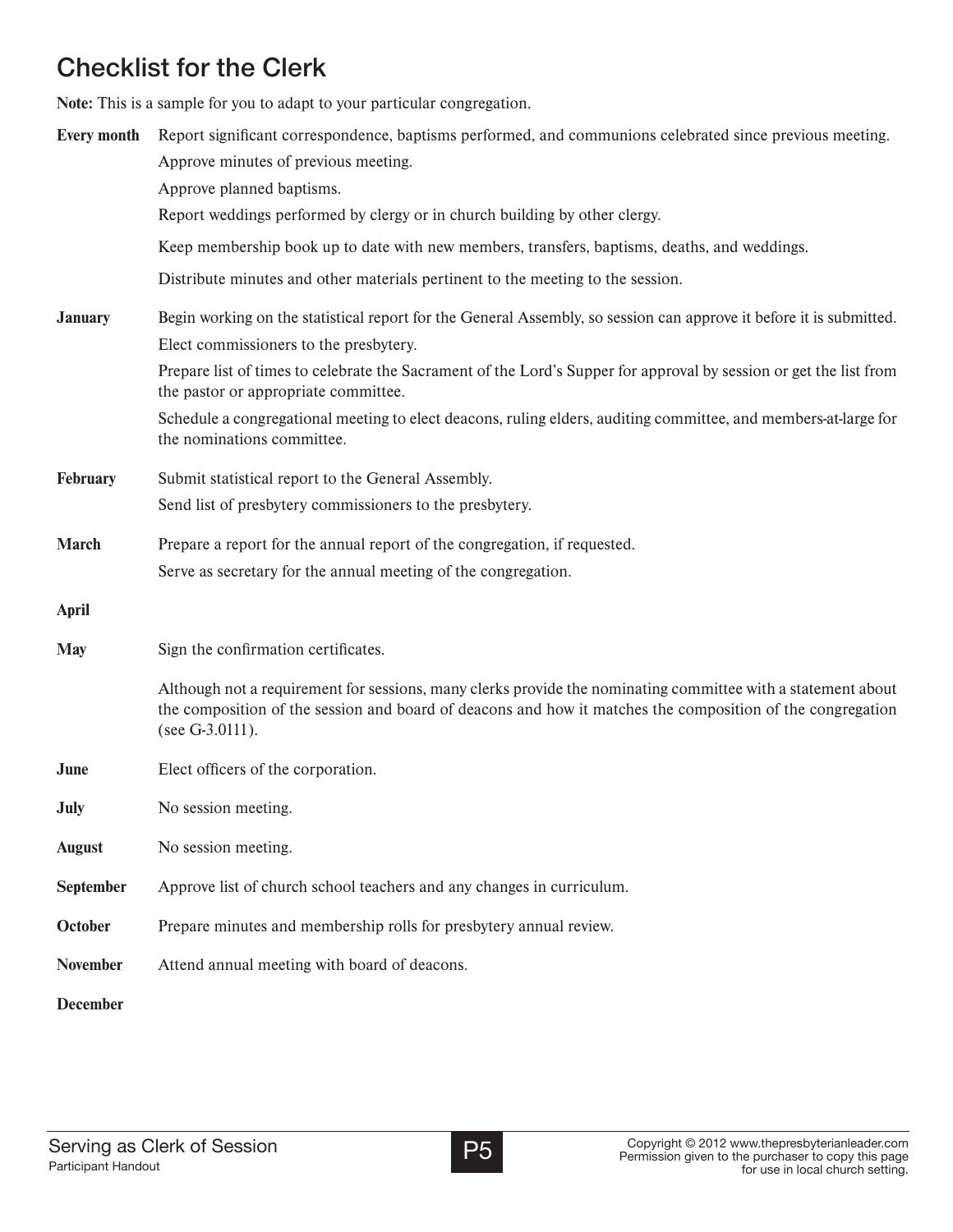# Checklist for the Clerk

**Note:** This is a sample for you to adapt to your particular congregation.

**Every month**

Report significant correspondence, baptisms performed, and communions celebrated since previous meeting.

Approve minutes of previous meeting.

Approve planned baptisms.

Report weddings performed by clergy or in church building by other clergy.

Keep membership book up to date with new members, transfers, baptisms, deaths, and weddings.

Distribute minutes and other materials pertinent to the meeting to the session.

**January**

Begin working on the statistical report for the General Assembly, so session can approve it before it is submitted.

Elect commissioners to the presbytery.

Prepare list of times to celebrate the Sacrament of the Lord's Supper for approval by session or get the list from the pastor or appropriate committee.

Schedule a congregational meeting to elect deacons, ruling elders, auditing committee, and members-at-large for the nominations committee.

**February**

Submit statistical report to the General Assembly.

Send list of presbytery commissioners to the presbytery.

**March**

Prepare a report for the annual report of the congregation, if requested.

Serve as secretary for the annual meeting of the congregation.

**April**

**May**

Sign the confirmation certificates.

Although not a requirement for sessions, many clerks provide the nominating committee with a statement about the composition of the session and board of deacons and how it matches the composition of the congregation (see G-3.0111).

**June**

Elect officers of the corporation.

**July**

No session meeting.

**August**

No session meeting.

**September**

Approve list of church school teachers and any changes in curriculum.

**October**

Prepare minutes and membership rolls for presbytery annual review.

**November**

Attend annual meeting with board of deacons.

**December**

Serving as Clerk of Session
Participant Handout

Copyright © 2012 www.thepresbyterianleader.com
Permission given to the purchaser to copy this page for use in local church setting.